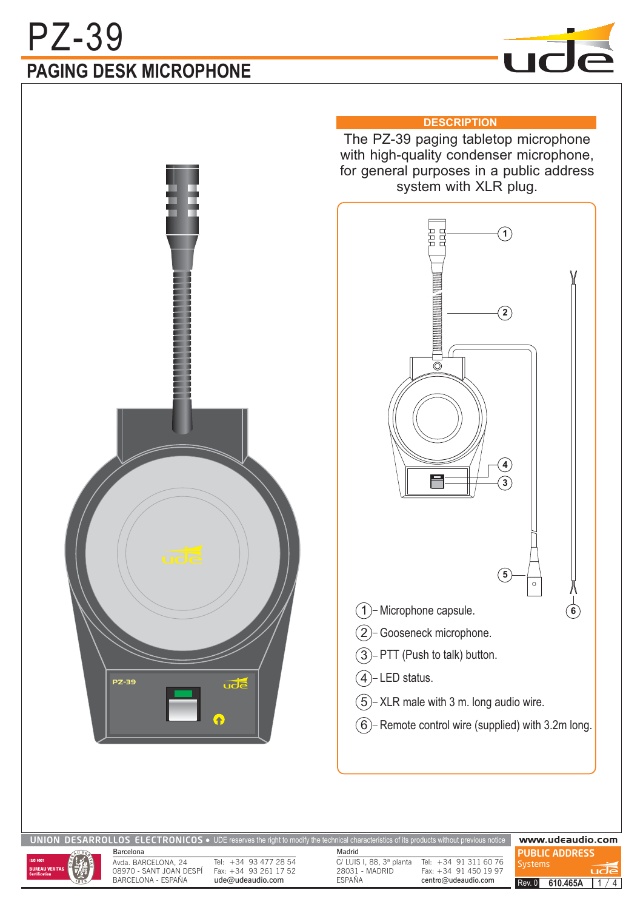# PZ-39

## PAGING DESK MICROPHONE

### DESCRIPTION

The PZ-39 paging tabletop microphone with high-quality condenser microphone, for general purposes in a public address system with XLR plug.

1. Microphone capsule.
2. Gooseneck microphone.
3. PTT (Push to talk) button.
4. LED status.
5. XLR male with 3 m. long audio wire.
6. Remote control wire (supplied) with 3.2m long.

UNION DESARROLLOS ELECTRONICOS • UDE reserves the right to modify the technical characteristics of its products without previous notice

Barcelona
Avda. BARCELONA, 24
08970 - SANT JOAN DESPÍ
BARCELONA - ESPAÑA
Tel: +34 93 477 28 54
Fax: +34 93 261 17 52
ude@udeaudio.com

Madrid
C/ LUIS I, 88, 3ª planta
28031 - MADRID
ESPAÑA
Tel: +34 91 311 60 76
Fax: +34 91 450 19 97
centro@udeaudio.com

www.udeaudio.com

PUBLIC ADDRESS Systems

Rev. 0 610.465A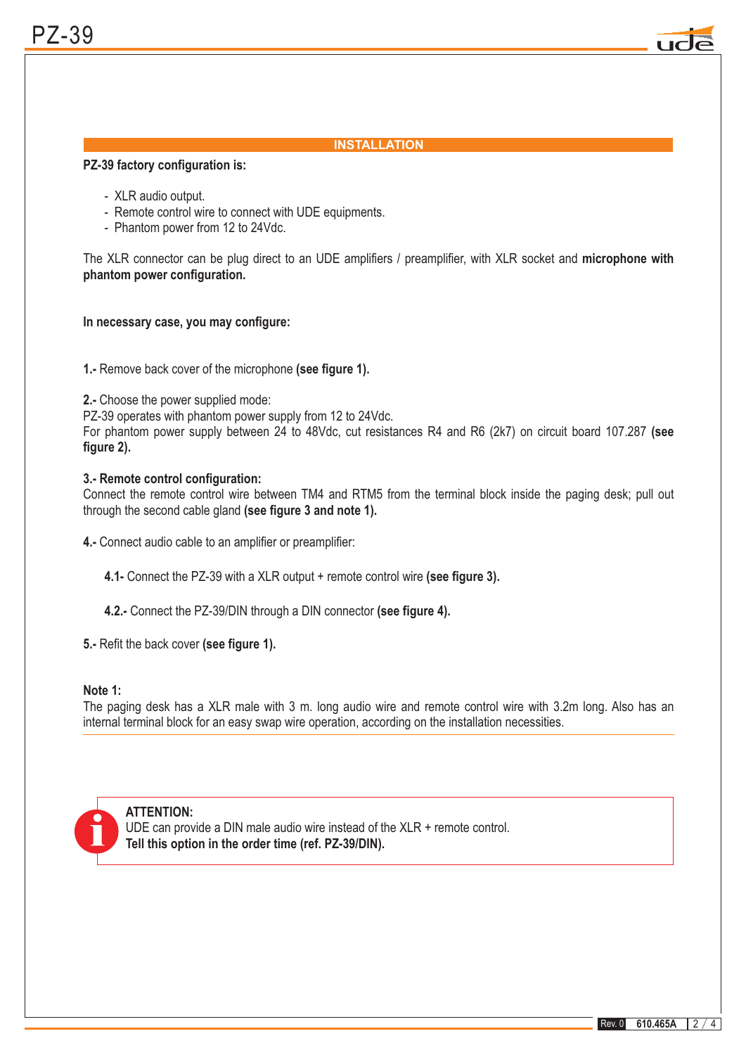## INSTALLATION

**PZ-39 factory configuration is:**

- XLR audio output.
- Remote control wire to connect with UDE equipments.
- Phantom power from 12 to 24Vdc.

The XLR connector can be plug direct to an UDE amplifiers / preamplifier, with XLR socket and **microphone with phantom power configuration.**

**In necessary case, you may configure:**

**1.-** Remove back cover of the microphone **(see figure 1).**

**2.-** Choose the power supplied mode:
PZ-39 operates with phantom power supply from 12 to 24Vdc.
For phantom power supply between 24 to 48Vdc, cut resistances R4 and R6 (2k7) on circuit board 107.287 **(see figure 2).**

**3.- Remote control configuration:**
Connect the remote control wire between TM4 and RTM5 from the terminal block inside the paging desk; pull out through the second cable gland **(see figure 3 and note 1).**

**4.-** Connect audio cable to an amplifier or preamplifier:

**4.1-** Connect the PZ-39 with a XLR output + remote control wire **(see figure 3).**

**4.2.-** Connect the PZ-39/DIN through a DIN connector **(see figure 4).**

**5.-** Refit the back cover **(see figure 1).**

**Note 1:**
The paging desk has a XLR male with 3 m. long audio wire and remote control wire with 3.2m long. Also has an internal terminal block for an easy swap wire operation, according on the installation necessities.

**ATTENTION:**
UDE can provide a DIN male audio wire instead of the XLR + remote control.
**Tell this option in the order time (ref. PZ-39/DIN).**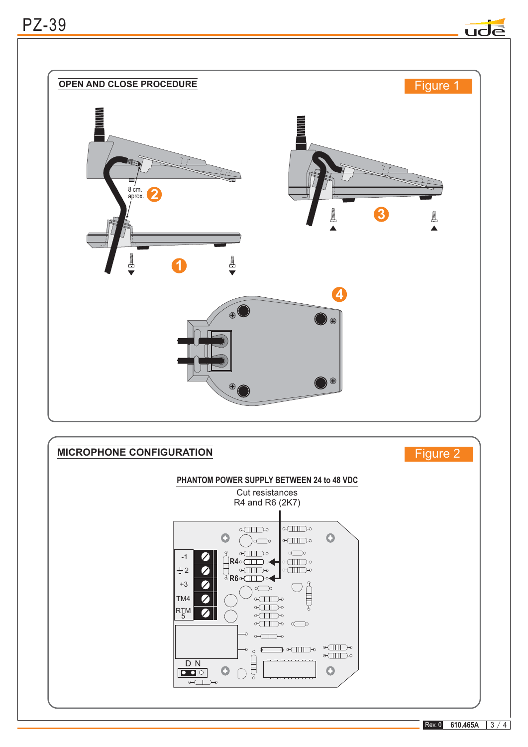## OPEN AND CLOSE PROCEDURE

Figure 1

8 cm. aprox.

## MICROPHONE CONFIGURATION

Figure 2

**PHANTOM POWER SUPPLY BETWEEN 24 to 48 VDC**

Cut resistances R4 and R6 (2K7)

R4

R6

-1

2

+3

TM4

RTM 5

D N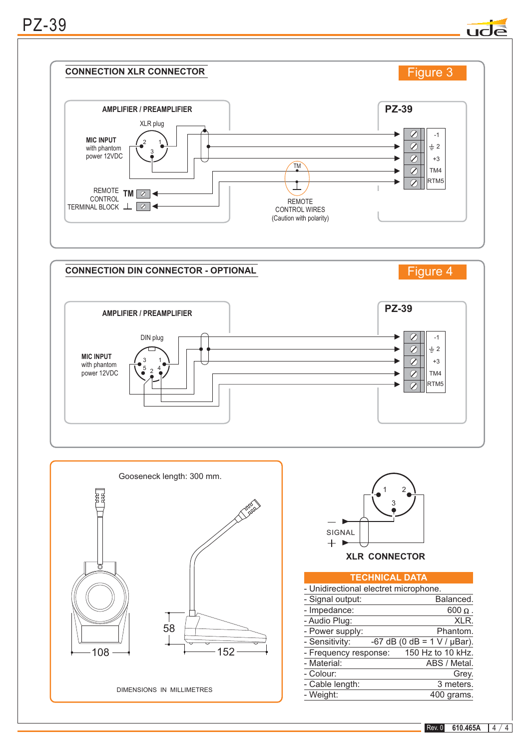## CONNECTION XLR CONNECTOR

Figure 3

AMPLIFIER / PREAMPLIFIER

XLR plug

MIC INPUT
with phantom
power 12VDC

REMOTE
CONTROL
TERMINAL BLOCK

TM

REMOTE
CONTROL WIRES
(Caution with polarity)

PZ-39

-1
⏚ 2
+3
TM4
RTM5

## CONNECTION DIN CONNECTOR - OPTIONAL

Figure 4

AMPLIFIER / PREAMPLIFIER

DIN plug

MIC INPUT
with phantom
power 12VDC

PZ-39

-1
⏚ 2
+3
TM4
RTM5

Gooseneck length: 300 mm.

108
58
152

DIMENSIONS IN MILLIMETRES

SIGNAL

XLR CONNECTOR

| TECHNICAL DATA | |
|---|---|
| - Unidirectional electret microphone. | |
| - Signal output: | Balanced. |
| - Impedance: | 600 Ω . |
| - Audio Plug: | XLR. |
| - Power supply: | Phantom. |
| - Sensitivity: | -67 dB (0 dB = 1 V / µBar). |
| - Frequency response: | 150 Hz to 10 kHz. |
| - Material: | ABS / Metal. |
| - Colour: | Grey. |
| - Cable length: | 3 meters. |
| - Weight: | 400 grams. |

Rev. 0 610.465A